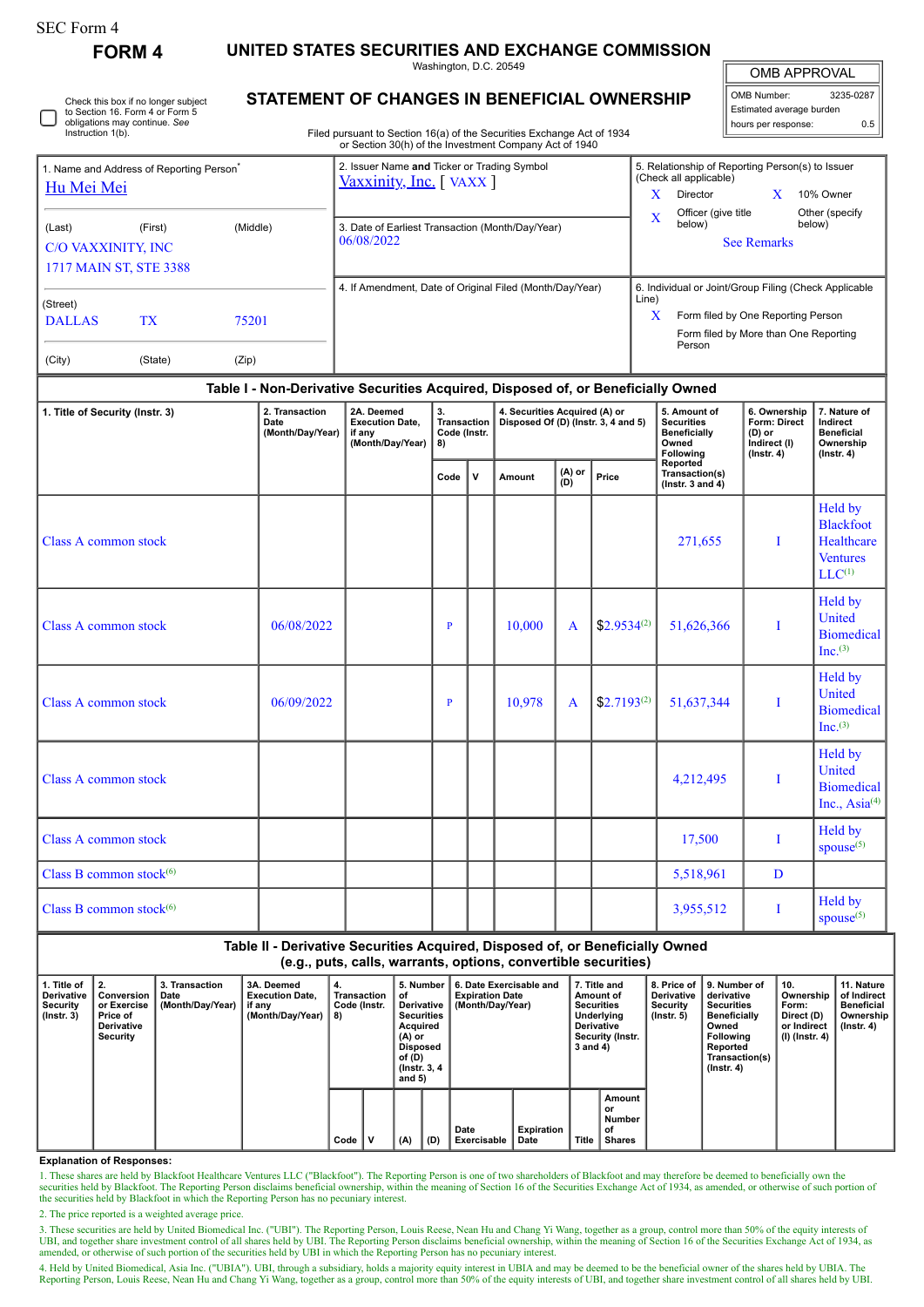SEC Form 4

**FORM 4**

# UNITED STATES SECURITIES AND EXCHANGE COMMISSION

Washington, D.C. 20549

## STATEMENT OF CHANGES IN BENEFICIAL OWNERSHIP

Filed pursuant to Section 16(a) of the Securities Exchange Act of 1934 or Section 30(h) of the Investment Company Act of 1940

| OMB APPROVAL | |
|---|---|
| OMB Number: | 3235-0287 |
| Estimated average burden hours per response: | 0.5 |

☐ Check this box if no longer subject to Section 16. Form 4 or Form 5 obligations may continue. *See* Instruction 1(b).

| 1. Name and Address of Reporting Person* | 2. Issuer Name **and** Ticker or Trading Symbol | 5. Relationship of Reporting Person(s) to Issuer (Check all applicable) |
|---|---|---|
| Hu Mei Mei | Vaxxinity, Inc. [ VAXX ] | X Director X 10% Owner |
| (Last) (First) (Middle) C/O VAXXINITY, INC 1717 MAIN ST, STE 3388 | 3. Date of Earliest Transaction (Month/Day/Year) 06/08/2022 | X Officer (give title below) Other (specify below) See Remarks |
| (Street) DALLAS TX 75201 (City) (State) (Zip) | 4. If Amendment, Date of Original Filed (Month/Day/Year) | 6. Individual or Joint/Group Filing (Check Applicable Line) X Form filed by One Reporting Person; Form filed by More than One Reporting Person |

### Table I - Non-Derivative Securities Acquired, Disposed of, or Beneficially Owned

| 1. Title of Security (Instr. 3) | 2. Transaction Date (Month/Day/Year) | 2A. Deemed Execution Date, if any (Month/Day/Year) | 3. Transaction Code (Instr. 8) | | 4. Securities Acquired (A) or Disposed Of (D) (Instr. 3, 4 and 5) | | | 5. Amount of Securities Beneficially Owned Following Reported Transaction(s) (Instr. 3 and 4) | 6. Ownership Form: Direct (D) or Indirect (I) (Instr. 4) | 7. Nature of Indirect Beneficial Ownership (Instr. 4) |
|---|---|---|---|---|---|---|---|---|---|---|
| | | | Code | V | Amount | (A) or (D) | Price | | | |
| Class A common stock | | | | | | | | 271,655 | I | Held by Blackfoot Healthcare Ventures LLC[1] |
| Class A common stock | 06/08/2022 | | P | | 10,000 | A | $2.9534[2] | 51,626,366 | I | Held by United Biomedical Inc.[3] |
| Class A common stock | 06/09/2022 | | P | | 10,978 | A | $2.7193[2] | 51,637,344 | I | Held by United Biomedical Inc.[3] |
| Class A common stock | | | | | | | | 4,212,495 | I | Held by United Biomedical Inc., Asia[4] |
| Class A common stock | | | | | | | | 17,500 | I | Held by spouse[5] |
| Class B common stock[6] | | | | | | | | 5,518,961 | D | |
| Class B common stock[6] | | | | | | | | 3,955,512 | I | Held by spouse[5] |

### Table II - Derivative Securities Acquired, Disposed of, or Beneficially Owned (e.g., puts, calls, warrants, options, convertible securities)

| 1. Title of Derivative Security (Instr. 3) | 2. Conversion or Exercise Price of Derivative Security | 3. Transaction Date (Month/Day/Year) | 3A. Deemed Execution Date, if any (Month/Day/Year) | 4. Transaction Code (Instr. 8) | | 5. Number of Derivative Securities Acquired (A) or Disposed of (D) (Instr. 3, 4 and 5) | | 6. Date Exercisable and Expiration Date (Month/Day/Year) | | 7. Title and Amount of Securities Underlying Derivative Security (Instr. 3 and 4) | | 8. Price of Derivative Security (Instr. 5) | 9. Number of derivative Securities Beneficially Owned Following Reported Transaction(s) (Instr. 4) | 10. Ownership Form: Direct (D) or Indirect (I) (Instr. 4) | 11. Nature of Indirect Beneficial Ownership (Instr. 4) |
|---|---|---|---|---|---|---|---|---|---|---|---|---|---|---|---|
| | | | | Code | V | (A) | (D) | Date Exercisable | Expiration Date | Title | Amount or Number of Shares | | | | |

**Explanation of Responses:**

1. These shares are held by Blackfoot Healthcare Ventures LLC ("Blackfoot"). The Reporting Person is one of two shareholders of Blackfoot and may therefore be deemed to beneficially own the securities held by Blackfoot. The Reporting Person disclaims beneficial ownership, within the meaning of Section 16 of the Securities Exchange Act of 1934, as amended, or otherwise of such portion of the securities held by Blackfoot in which the Reporting Person has no pecuniary interest.

2. The price reported is a weighted average price.

3. These securities are held by United Biomedical Inc. ("UBI"). The Reporting Person, Louis Reese, Nean Hu and Chang Yi Wang, together as a group, control more than 50% of the equity interests of UBI, and together share investment control of all shares held by UBI. The Reporting Person disclaims beneficial ownership, within the meaning of Section 16 of the Securities Exchange Act of 1934, as amended, or otherwise of such portion of the securities held by UBI in which the Reporting Person has no pecuniary interest.

4. Held by United Biomedical, Asia Inc. ("UBIA"). UBI, through a subsidiary, holds a majority equity interest in UBIA and may be deemed to be the beneficial owner of the shares held by UBIA. The Reporting Person, Louis Reese, Nean Hu and Chang Yi Wang, together as a group, control more than 50% of the equity interests of UBI, and together share investment control of all shares held by UBI.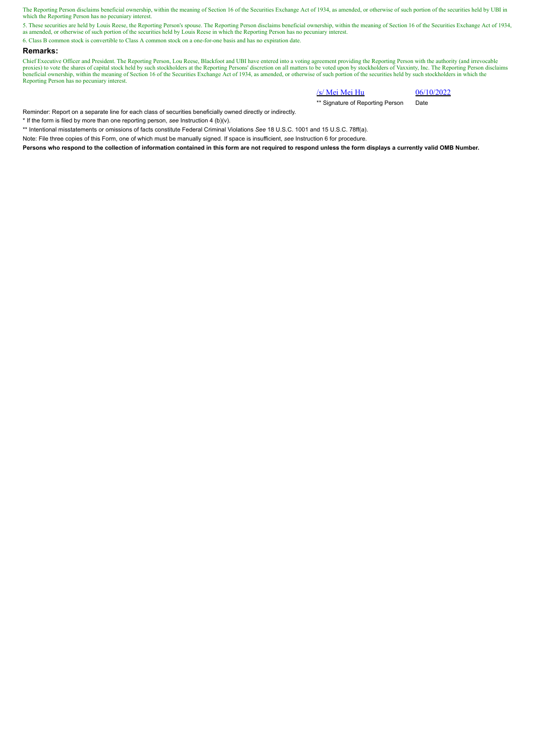The Reporting Person disclaims beneficial ownership, within the meaning of Section 16 of the Securities Exchange Act of 1934, as amended, or otherwise of such portion of the securities held by UBI in which the Reporting Person has no pecuniary interest.

5. These securities are held by Louis Reese, the Reporting Person's spouse. The Reporting Person disclaims beneficial ownership, within the meaning of Section 16 of the Securities Exchange Act of 1934, as amended, or otherwise of such portion of the securities held by Louis Reese in which the Reporting Person has no pecuniary interest.

6. Class B common stock is convertible to Class A common stock on a one-for-one basis and has no expiration date.

## Remarks:

Chief Executive Officer and President. The Reporting Person, Lou Reese, Blackfoot and UBI have entered into a voting agreement providing the Reporting Person with the authority (and irrevocable proxies) to vote the shares of capital stock held by such stockholders at the Reporting Persons' discretion on all matters to be voted upon by stockholders of Vaxxinty, Inc. The Reporting Person disclaims beneficial ownership, within the meaning of Section 16 of the Securities Exchange Act of 1934, as amended, or otherwise of such portion of the securities held by such stockholders in which the Reporting Person has no pecuniary interest.

| | |
|---|---|
| /s/ Mei Mei Hu | 06/10/2022 |
| ** Signature of Reporting Person | Date |

Reminder: Report on a separate line for each class of securities beneficially owned directly or indirectly.

* If the form is filed by more than one reporting person, *see* Instruction 4 (b)(v).

** Intentional misstatements or omissions of facts constitute Federal Criminal Violations *See* 18 U.S.C. 1001 and 15 U.S.C. 78ff(a).

Note: File three copies of this Form, one of which must be manually signed. If space is insufficient, *see* Instruction 6 for procedure.

**Persons who respond to the collection of information contained in this form are not required to respond unless the form displays a currently valid OMB Number.**